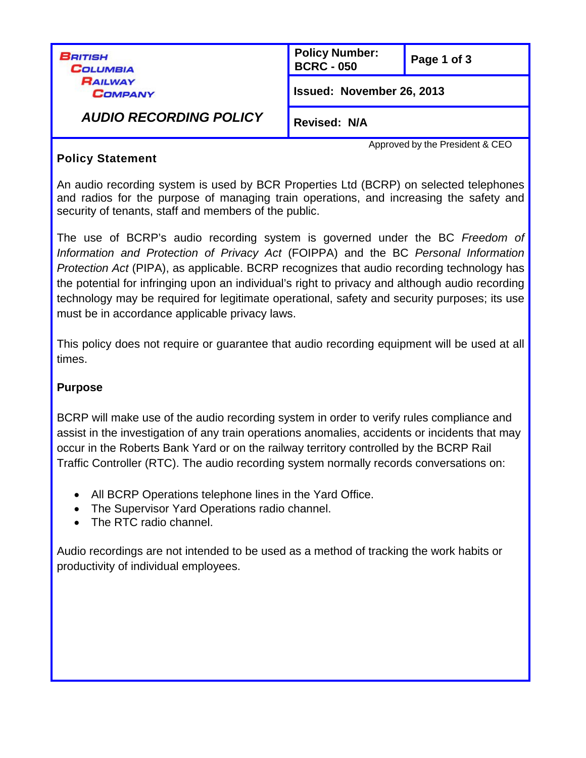| British Columbia Railway Company | Policy Number: BCRC - 050 | |
|---|---|---|
| ***AUDIO RECORDING POLICY*** | Issued: November 26, 2013 | |
| | Revised: N/A | |

Approved by the President & CEO

**Policy Statement**

An audio recording system is used by BCR Properties Ltd (BCRP) on selected telephones and radios for the purpose of managing train operations, and increasing the safety and security of tenants, staff and members of the public.

The use of BCRP's audio recording system is governed under the BC *Freedom of Information and Protection of Privacy Act* (FOIPPA) and the BC *Personal Information Protection Act* (PIPA), as applicable. BCRP recognizes that audio recording technology has the potential for infringing upon an individual's right to privacy and although audio recording technology may be required for legitimate operational, safety and security purposes; its use must be in accordance applicable privacy laws.

This policy does not require or guarantee that audio recording equipment will be used at all times.

**Purpose**

BCRP will make use of the audio recording system in order to verify rules compliance and assist in the investigation of any train operations anomalies, accidents or incidents that may occur in the Roberts Bank Yard or on the railway territory controlled by the BCRP Rail Traffic Controller (RTC). The audio recording system normally records conversations on:

- All BCRP Operations telephone lines in the Yard Office.
- The Supervisor Yard Operations radio channel.
- The RTC radio channel.

Audio recordings are not intended to be used as a method of tracking the work habits or productivity of individual employees.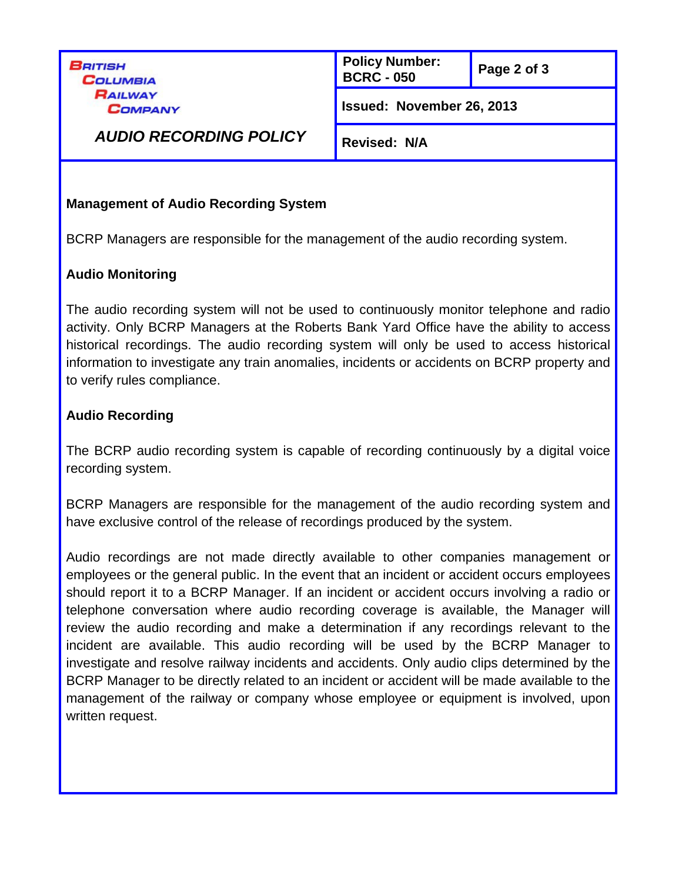## Management of Audio Recording System

BCRP Managers are responsible for the management of the audio recording system.

## Audio Monitoring

The audio recording system will not be used to continuously monitor telephone and radio activity. Only BCRP Managers at the Roberts Bank Yard Office have the ability to access historical recordings. The audio recording system will only be used to access historical information to investigate any train anomalies, incidents or accidents on BCRP property and to verify rules compliance.

## Audio Recording

The BCRP audio recording system is capable of recording continuously by a digital voice recording system.

BCRP Managers are responsible for the management of the audio recording system and have exclusive control of the release of recordings produced by the system.

Audio recordings are not made directly available to other companies management or employees or the general public. In the event that an incident or accident occurs employees should report it to a BCRP Manager. If an incident or accident occurs involving a radio or telephone conversation where audio recording coverage is available, the Manager will review the audio recording and make a determination if any recordings relevant to the incident are available. This audio recording will be used by the BCRP Manager to investigate and resolve railway incidents and accidents. Only audio clips determined by the BCRP Manager to be directly related to an incident or accident will be made available to the management of the railway or company whose employee or equipment is involved, upon written request.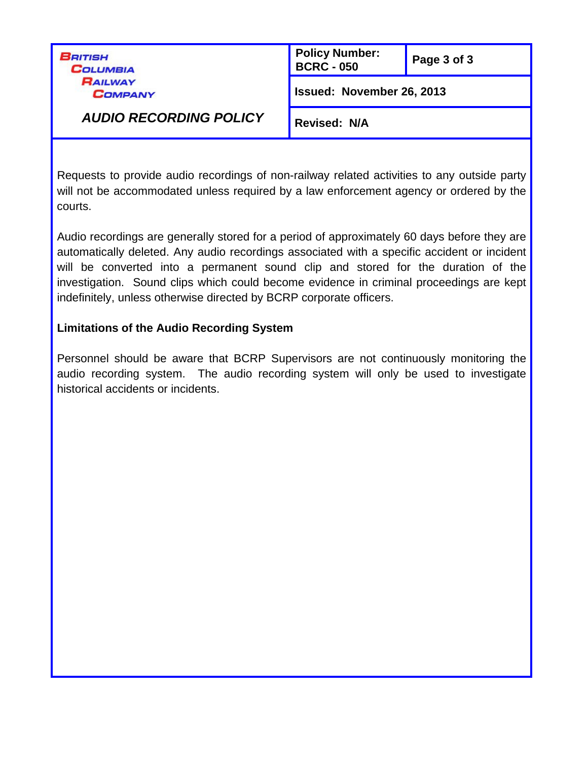Requests to provide audio recordings of non-railway related activities to any outside party will not be accommodated unless required by a law enforcement agency or ordered by the courts.

Audio recordings are generally stored for a period of approximately 60 days before they are automatically deleted. Any audio recordings associated with a specific accident or incident will be converted into a permanent sound clip and stored for the duration of the investigation. Sound clips which could become evidence in criminal proceedings are kept indefinitely, unless otherwise directed by BCRP corporate officers.

**Limitations of the Audio Recording System**

Personnel should be aware that BCRP Supervisors are not continuously monitoring the audio recording system. The audio recording system will only be used to investigate historical accidents or incidents.